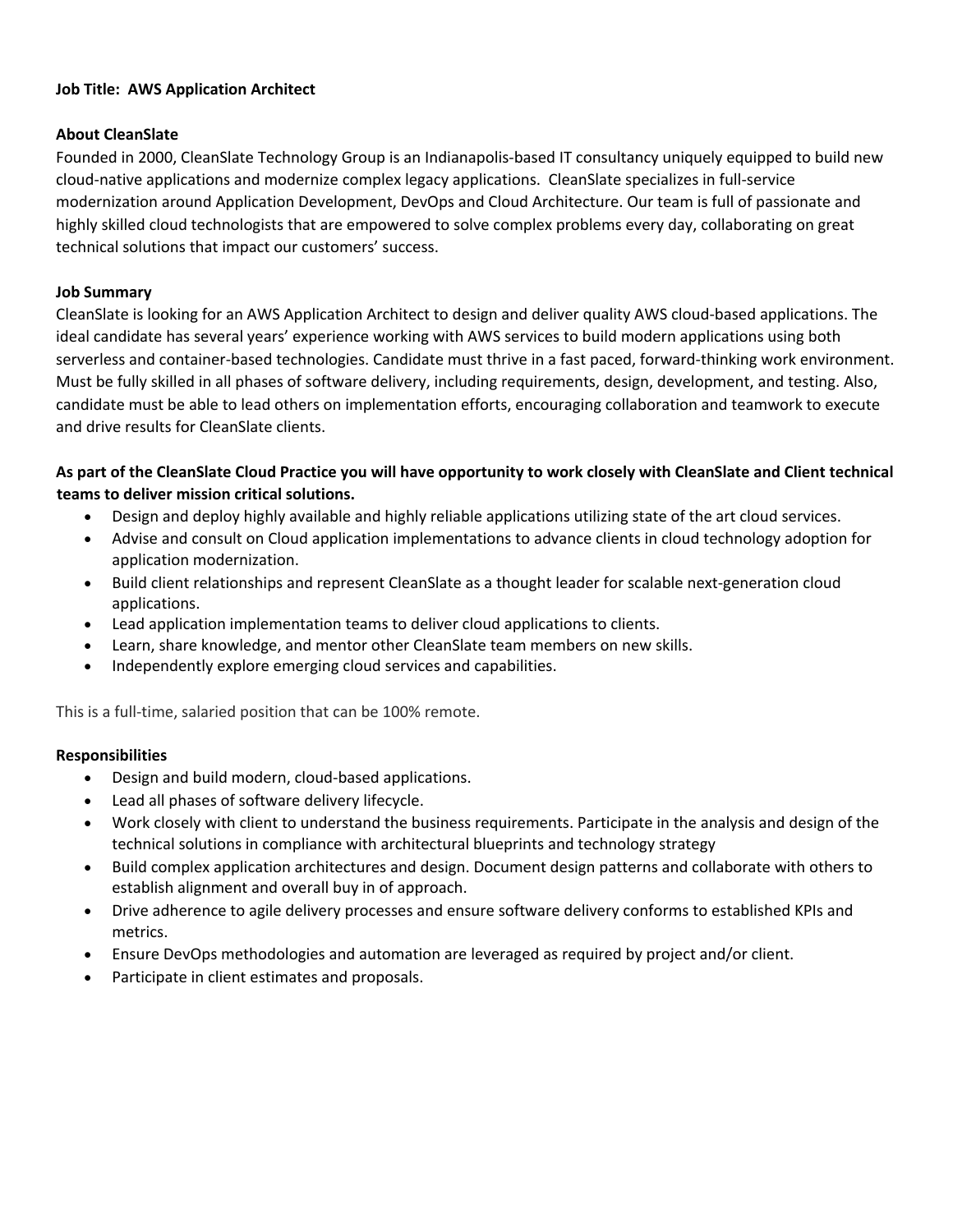**Job Title: AWS Application Architect**

**About CleanSlate**

Founded in 2000, CleanSlate Technology Group is an Indianapolis-based IT consultancy uniquely equipped to build new cloud-native applications and modernize complex legacy applications. CleanSlate specializes in full-service modernization around Application Development, DevOps and Cloud Architecture. Our team is full of passionate and highly skilled cloud technologists that are empowered to solve complex problems every day, collaborating on great technical solutions that impact our customers' success.

**Job Summary**

CleanSlate is looking for an AWS Application Architect to design and deliver quality AWS cloud-based applications. The ideal candidate has several years' experience working with AWS services to build modern applications using both serverless and container-based technologies. Candidate must thrive in a fast paced, forward-thinking work environment. Must be fully skilled in all phases of software delivery, including requirements, design, development, and testing. Also, candidate must be able to lead others on implementation efforts, encouraging collaboration and teamwork to execute and drive results for CleanSlate clients.

**As part of the CleanSlate Cloud Practice you will have opportunity to work closely with CleanSlate and Client technical teams to deliver mission critical solutions.**

- Design and deploy highly available and highly reliable applications utilizing state of the art cloud services.
- Advise and consult on Cloud application implementations to advance clients in cloud technology adoption for application modernization.
- Build client relationships and represent CleanSlate as a thought leader for scalable next-generation cloud applications.
- Lead application implementation teams to deliver cloud applications to clients.
- Learn, share knowledge, and mentor other CleanSlate team members on new skills.
- Independently explore emerging cloud services and capabilities.

This is a full-time, salaried position that can be 100% remote.

**Responsibilities**

- Design and build modern, cloud-based applications.
- Lead all phases of software delivery lifecycle.
- Work closely with client to understand the business requirements. Participate in the analysis and design of the technical solutions in compliance with architectural blueprints and technology strategy
- Build complex application architectures and design. Document design patterns and collaborate with others to establish alignment and overall buy in of approach.
- Drive adherence to agile delivery processes and ensure software delivery conforms to established KPIs and metrics.
- Ensure DevOps methodologies and automation are leveraged as required by project and/or client.
- Participate in client estimates and proposals.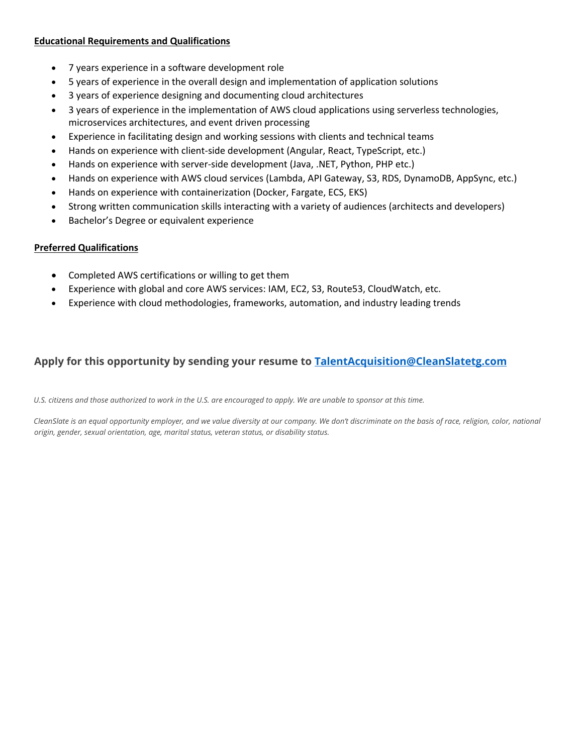**Educational Requirements and Qualifications**

- 7 years experience in a software development role
- 5 years of experience in the overall design and implementation of application solutions
- 3 years of experience designing and documenting cloud architectures
- 3 years of experience in the implementation of AWS cloud applications using serverless technologies, microservices architectures, and event driven processing
- Experience in facilitating design and working sessions with clients and technical teams
- Hands on experience with client-side development (Angular, React, TypeScript, etc.)
- Hands on experience with server-side development (Java, .NET, Python, PHP etc.)
- Hands on experience with AWS cloud services (Lambda, API Gateway, S3, RDS, DynamoDB, AppSync, etc.)
- Hands on experience with containerization (Docker, Fargate, ECS, EKS)
- Strong written communication skills interacting with a variety of audiences (architects and developers)
- Bachelor's Degree or equivalent experience

**Preferred Qualifications**

- Completed AWS certifications or willing to get them
- Experience with global and core AWS services: IAM, EC2, S3, Route53, CloudWatch, etc.
- Experience with cloud methodologies, frameworks, automation, and industry leading trends

## Apply for this opportunity by sending your resume to TalentAcquisition@CleanSlatetg.com

*U.S. citizens and those authorized to work in the U.S. are encouraged to apply. We are unable to sponsor at this time.*

*CleanSlate is an equal opportunity employer, and we value diversity at our company. We don't discriminate on the basis of race, religion, color, national origin, gender, sexual orientation, age, marital status, veteran status, or disability status.*